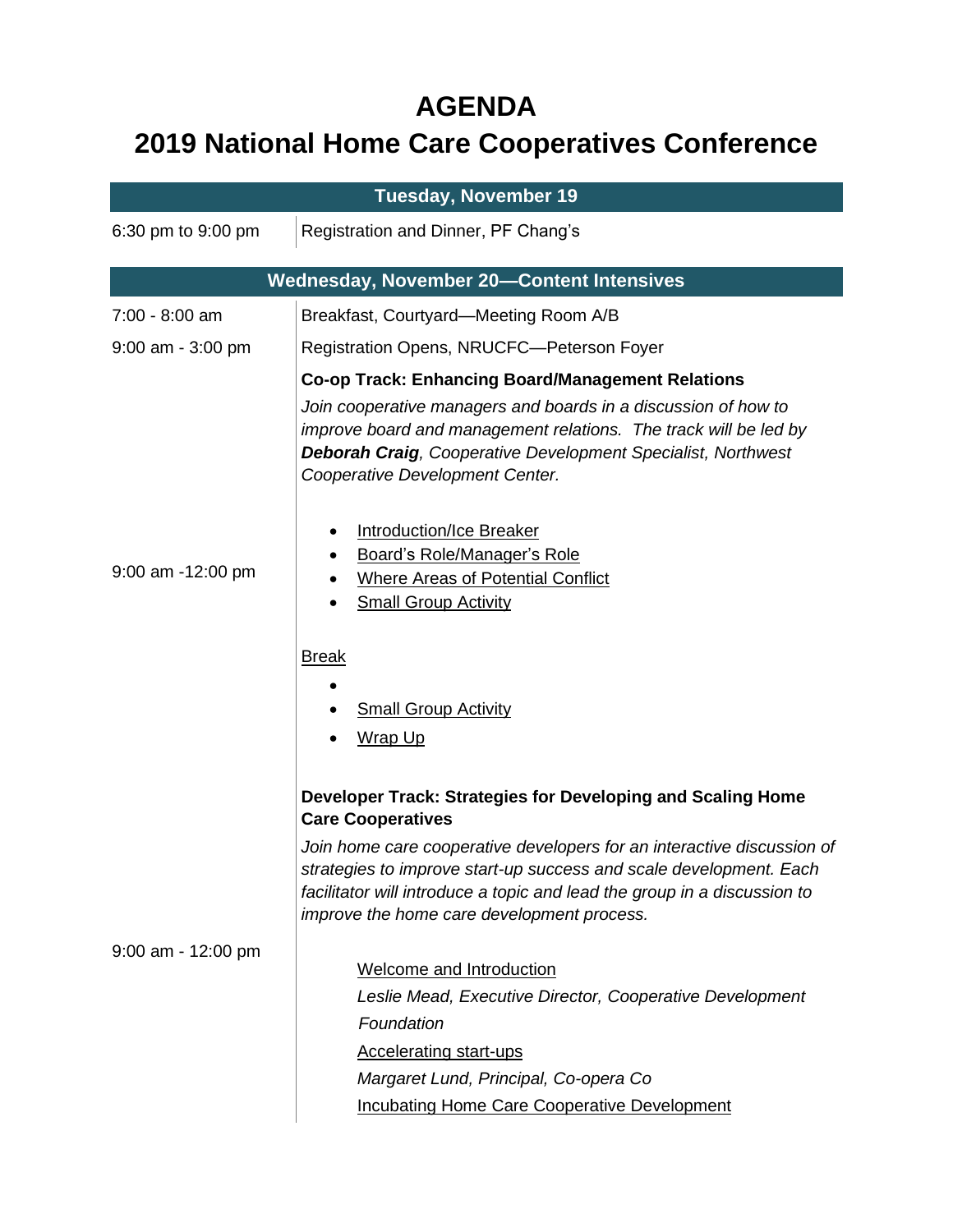# AGENDA

# 2019 National Home Care Cooperatives Conference

| Tuesday, November 19 | |
|---|---|
| 6:30 pm to 9:00 pm | Registration and Dinner, PF Chang's |

| Wednesday, November 20—Content Intensives | |
|---|---|
| 7:00 - 8:00 am | Breakfast, Courtyard—Meeting Room A/B |
| 9:00 am - 3:00 pm | Registration Opens, NRUCFC—Peterson Foyer |
| 9:00 am -12:00 pm | **Co-op Track: Enhancing Board/Management Relations**<br>*Join cooperative managers and boards in a discussion of how to improve board and management relations. The track will be led by* ***Deborah Craig****, Cooperative Development Specialist, Northwest Cooperative Development Center.*<br>• Introduction/Ice Breaker<br>• Board's Role/Manager's Role<br>• Where Areas of Potential Conflict<br>• Small Group Activity<br>Break<br>•<br>• Small Group Activity<br>• Wrap Up |
| 9:00 am - 12:00 pm | **Developer Track: Strategies for Developing and Scaling Home Care Cooperatives**<br>*Join home care cooperative developers for an interactive discussion of strategies to improve start-up success and scale development. Each facilitator will introduce a topic and lead the group in a discussion to improve the home care development process.*<br>Welcome and Introduction<br>*Leslie Mead, Executive Director, Cooperative Development Foundation*<br>Accelerating start-ups<br>*Margaret Lund, Principal, Co-opera Co*<br>Incubating Home Care Cooperative Development |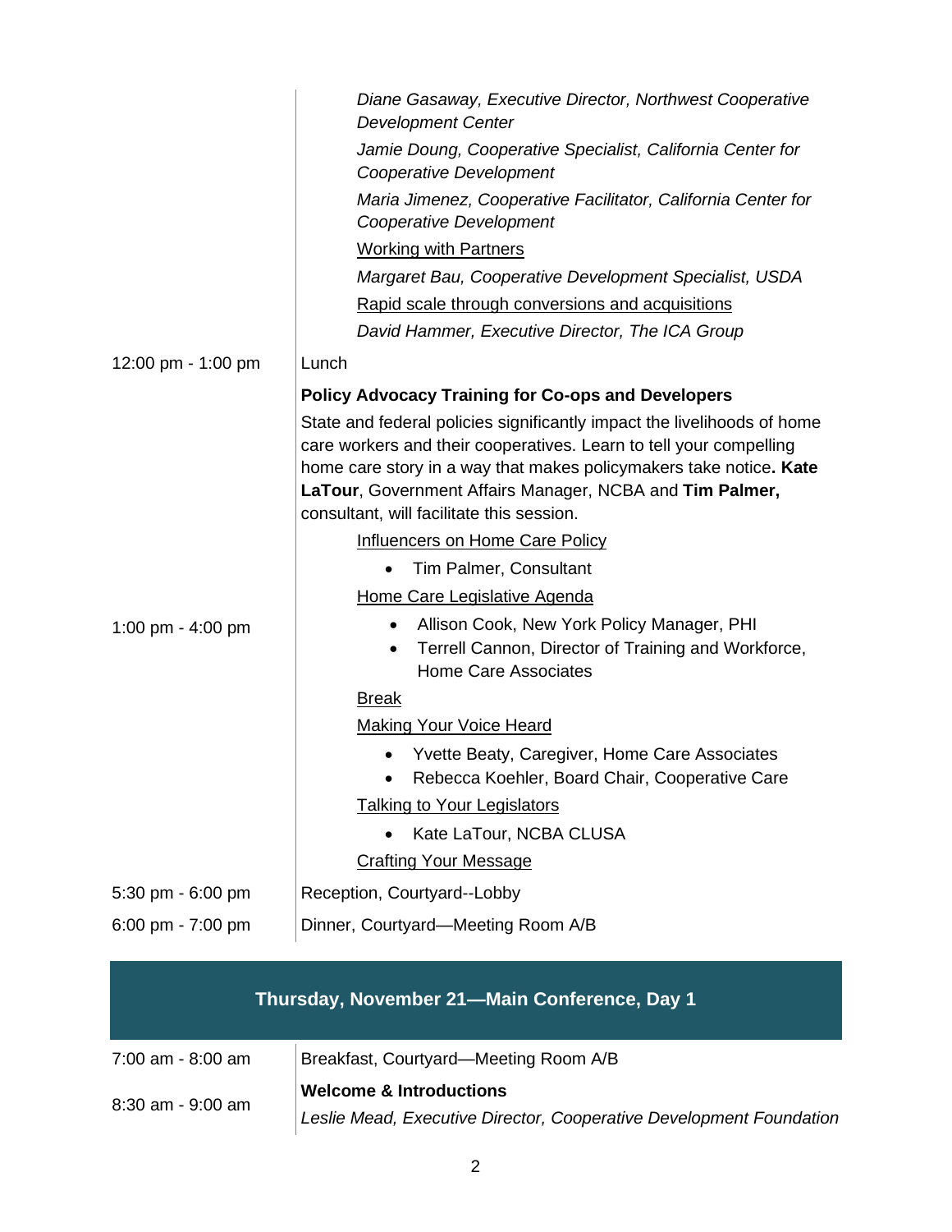| | |
|---|---|
| | *Diane Gasaway, Executive Director, Northwest Cooperative Development Center* |
| | *Jamie Doung, Cooperative Specialist, California Center for Cooperative Development* |
| | *Maria Jimenez, Cooperative Facilitator, California Center for Cooperative Development* |
| | Working with Partners |
| | *Margaret Bau, Cooperative Development Specialist, USDA* |
| | Rapid scale through conversions and acquisitions |
| | *David Hammer, Executive Director, The ICA Group* |
| 12:00 pm - 1:00 pm | Lunch |
| 1:00 pm - 4:00 pm | **Policy Advocacy Training for Co-ops and Developers**<br>State and federal policies significantly impact the livelihoods of home care workers and their cooperatives. Learn to tell your compelling home care story in a way that makes policymakers take notice**. Kate LaTour**, Government Affairs Manager, NCBA and **Tim Palmer,** consultant, will facilitate this session.<br>Influencers on Home Care Policy<br>• Tim Palmer, Consultant<br>Home Care Legislative Agenda<br>• Allison Cook, New York Policy Manager, PHI<br>• Terrell Cannon, Director of Training and Workforce, Home Care Associates<br>Break<br>Making Your Voice Heard<br>• Yvette Beaty, Caregiver, Home Care Associates<br>• Rebecca Koehler, Board Chair, Cooperative Care<br>Talking to Your Legislators<br>• Kate LaTour, NCBA CLUSA<br>Crafting Your Message |
| 5:30 pm - 6:00 pm | Reception, Courtyard--Lobby |
| 6:00 pm - 7:00 pm | Dinner, Courtyard—Meeting Room A/B |

## Thursday, November 21—Main Conference, Day 1

| | |
|---|---|
| 7:00 am - 8:00 am | Breakfast, Courtyard—Meeting Room A/B |
| 8:30 am - 9:00 am | **Welcome & Introductions**<br>*Leslie Mead, Executive Director, Cooperative Development Foundation* |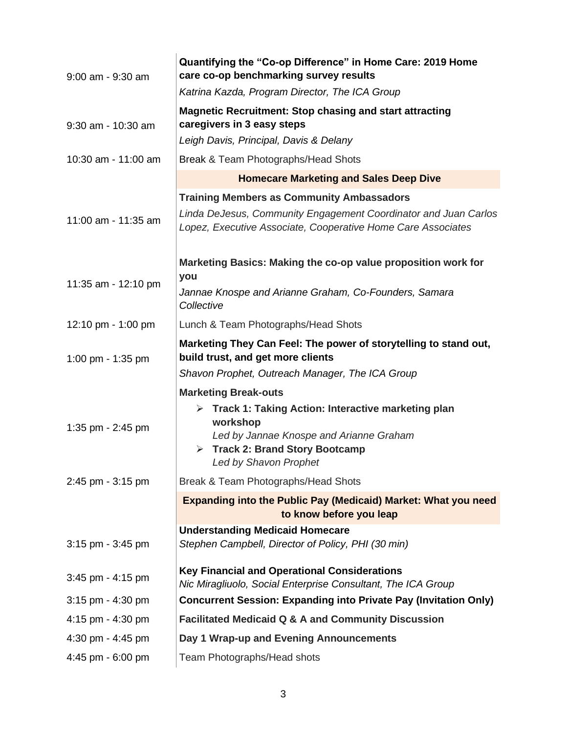| | |
|---|---|
| 9:00 am - 9:30 am | **Quantifying the "Co-op Difference" in Home Care: 2019 Home care co-op benchmarking survey results**<br>*Katrina Kazda, Program Director, The ICA Group* |
| 9:30 am - 10:30 am | **Magnetic Recruitment: Stop chasing and start attracting caregivers in 3 easy steps**<br>*Leigh Davis, Principal, Davis & Delany* |
| 10:30 am - 11:00 am | Break & Team Photographs/Head Shots |
| | **Homecare Marketing and Sales Deep Dive** |
| 11:00 am - 11:35 am | **Training Members as Community Ambassadors**<br>*Linda DeJesus, Community Engagement Coordinator and Juan Carlos Lopez, Executive Associate, Cooperative Home Care Associates* |
| 11:35 am - 12:10 pm | **Marketing Basics: Making the co-op value proposition work for you**<br>*Jannae Knospe and Arianne Graham, Co-Founders, Samara Collective* |
| 12:10 pm - 1:00 pm | Lunch & Team Photographs/Head Shots |
| 1:00 pm - 1:35 pm | **Marketing They Can Feel: The power of storytelling to stand out, build trust, and get more clients**<br>*Shavon Prophet, Outreach Manager, The ICA Group* |
| 1:35 pm - 2:45 pm | **Marketing Break-outs**<br>➢ **Track 1: Taking Action: Interactive marketing plan workshop**<br>*Led by Jannae Knospe and Arianne Graham*<br>➢ **Track 2: Brand Story Bootcamp**<br>*Led by Shavon Prophet* |
| 2:45 pm - 3:15 pm | Break & Team Photographs/Head Shots |
| | **Expanding into the Public Pay (Medicaid) Market: What you need to know before you leap** |
| 3:15 pm - 3:45 pm | **Understanding Medicaid Homecare**<br>*Stephen Campbell, Director of Policy, PHI (30 min)* |
| 3:45 pm - 4:15 pm | **Key Financial and Operational Considerations**<br>*Nic Miragliuolo, Social Enterprise Consultant, The ICA Group* |
| 3:15 pm - 4:30 pm | **Concurrent Session: Expanding into Private Pay (Invitation Only)** |
| 4:15 pm - 4:30 pm | **Facilitated Medicaid Q & A and Community Discussion** |
| 4:30 pm - 4:45 pm | **Day 1 Wrap-up and Evening Announcements** |
| 4:45 pm - 6:00 pm | Team Photographs/Head shots |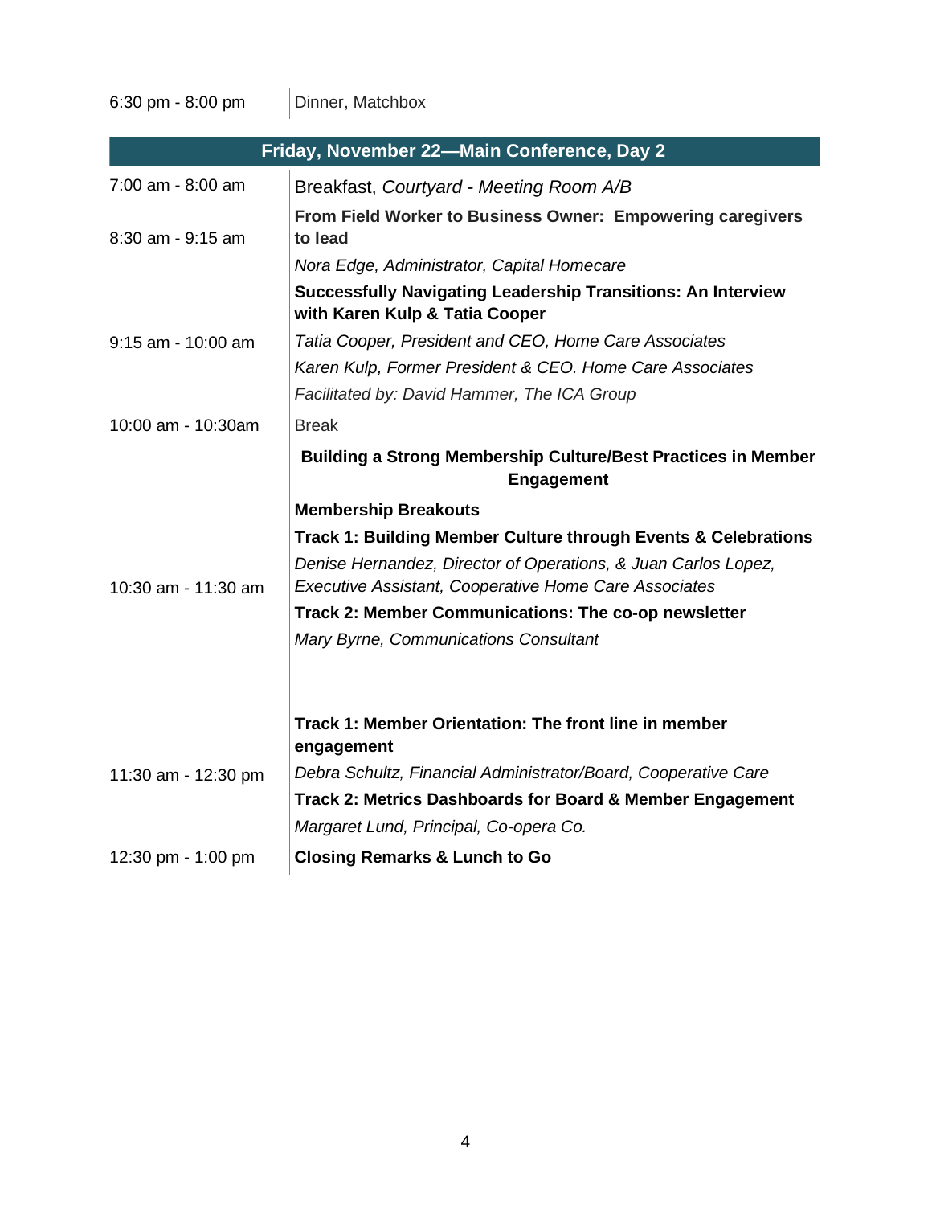| | |
|---|---|
| 6:30 pm - 8:00 pm | Dinner, Matchbox |

## Friday, November 22—Main Conference, Day 2

| | |
|---|---|
| 7:00 am - 8:00 am | Breakfast, *Courtyard - Meeting Room A/B* |
| 8:30 am - 9:15 am | **From Field Worker to Business Owner: Empowering caregivers to lead**<br>*Nora Edge, Administrator, Capital Homecare* |
| 9:15 am - 10:00 am | **Successfully Navigating Leadership Transitions: An Interview with Karen Kulp & Tatia Cooper**<br>*Tatia Cooper, President and CEO, Home Care Associates*<br>*Karen Kulp, Former President & CEO. Home Care Associates*<br>*Facilitated by: David Hammer, The ICA Group* |
| 10:00 am - 10:30am | Break |
| 10:30 am - 11:30 am | **Building a Strong Membership Culture/Best Practices in Member Engagement**<br>**Membership Breakouts**<br>**Track 1: Building Member Culture through Events & Celebrations**<br>*Denise Hernandez, Director of Operations, & Juan Carlos Lopez, Executive Assistant, Cooperative Home Care Associates*<br>**Track 2: Member Communications: The co-op newsletter**<br>*Mary Byrne, Communications Consultant* |
| 11:30 am - 12:30 pm | **Track 1: Member Orientation: The front line in member engagement**<br>*Debra Schultz, Financial Administrator/Board, Cooperative Care*<br>**Track 2: Metrics Dashboards for Board & Member Engagement**<br>*Margaret Lund, Principal, Co-opera Co.* |
| 12:30 pm - 1:00 pm | **Closing Remarks & Lunch to Go** |